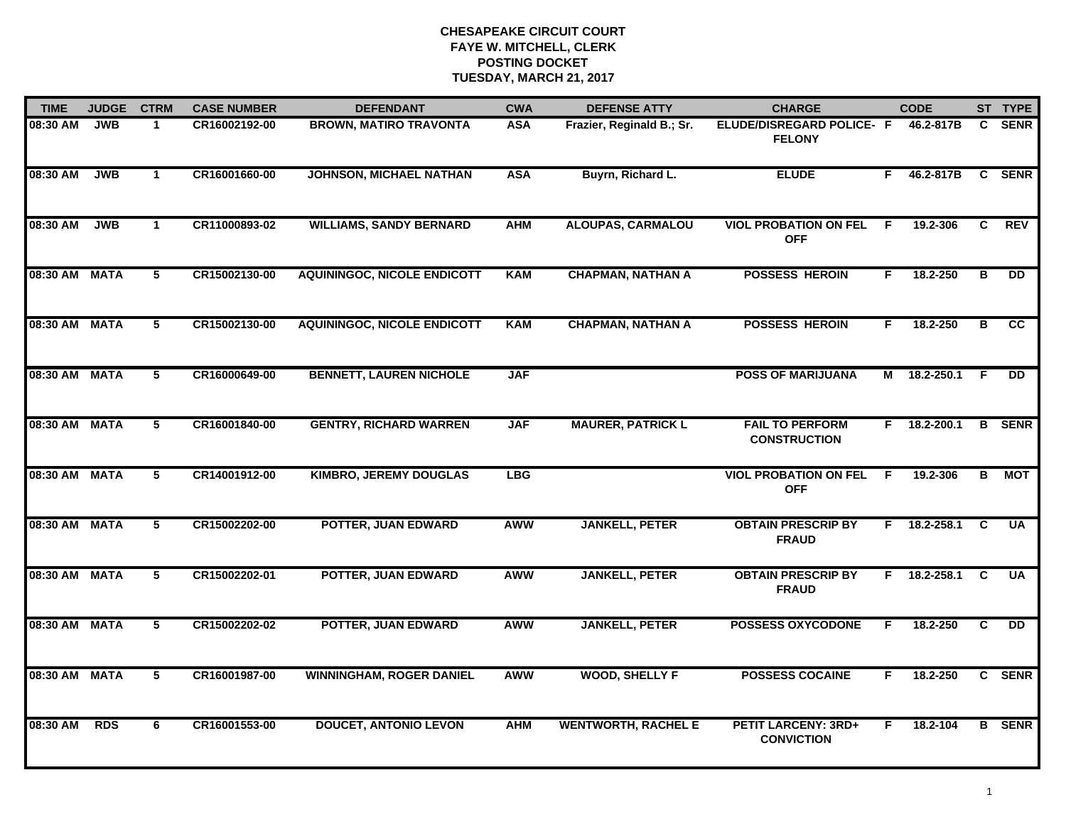# CHESAPEAKE CIRCUIT COURT
## FAYE W. MITCHELL, CLERK
## POSTING DOCKET
## TUESDAY, MARCH 21, 2017

| TIME | JUDGE | CTRM | CASE NUMBER | DEFENDANT | CWA | DEFENSE ATTY | CHARGE | | CODE | ST | TYPE |
|---|---|---|---|---|---|---|---|---|---|---|---|
| 08:30 AM | JWB | 1 | CR16002192-00 | BROWN, MATIRO TRAVONTA | ASA | Frazier, Reginald B.; Sr. | ELUDE/DISREGARD POLICE- FELONY | F | 46.2-817B | C | SENR |
| 08:30 AM | JWB | 1 | CR16001660-00 | JOHNSON, MICHAEL NATHAN | ASA | Buyrn, Richard L. | ELUDE | F | 46.2-817B | C | SENR |
| 08:30 AM | JWB | 1 | CR11000893-02 | WILLIAMS, SANDY BERNARD | AHM | ALOUPAS, CARMALOU | VIOL PROBATION ON FEL OFF | F | 19.2-306 | C | REV |
| 08:30 AM | MATA | 5 | CR15002130-00 | AQUININGOC, NICOLE ENDICOTT | KAM | CHAPMAN, NATHAN A | POSSESS HEROIN | F | 18.2-250 | B | DD |
| 08:30 AM | MATA | 5 | CR15002130-00 | AQUININGOC, NICOLE ENDICOTT | KAM | CHAPMAN, NATHAN A | POSSESS HEROIN | F | 18.2-250 | B | CC |
| 08:30 AM | MATA | 5 | CR16000649-00 | BENNETT, LAUREN NICHOLE | JAF | | POSS OF MARIJUANA | M | 18.2-250.1 | F | DD |
| 08:30 AM | MATA | 5 | CR16001840-00 | GENTRY, RICHARD WARREN | JAF | MAURER, PATRICK L | FAIL TO PERFORM CONSTRUCTION | F | 18.2-200.1 | B | SENR |
| 08:30 AM | MATA | 5 | CR14001912-00 | KIMBRO, JEREMY DOUGLAS | LBG | | VIOL PROBATION ON FEL OFF | F | 19.2-306 | B | MOT |
| 08:30 AM | MATA | 5 | CR15002202-00 | POTTER, JUAN EDWARD | AWW | JANKELL, PETER | OBTAIN PRESCRIP BY FRAUD | F | 18.2-258.1 | C | UA |
| 08:30 AM | MATA | 5 | CR15002202-01 | POTTER, JUAN EDWARD | AWW | JANKELL, PETER | OBTAIN PRESCRIP BY FRAUD | F | 18.2-258.1 | C | UA |
| 08:30 AM | MATA | 5 | CR15002202-02 | POTTER, JUAN EDWARD | AWW | JANKELL, PETER | POSSESS OXYCODONE | F | 18.2-250 | C | DD |
| 08:30 AM | MATA | 5 | CR16001987-00 | WINNINGHAM, ROGER DANIEL | AWW | WOOD, SHELLY F | POSSESS COCAINE | F | 18.2-250 | C | SENR |
| 08:30 AM | RDS | 6 | CR16001553-00 | DOUCET, ANTONIO LEVON | AHM | WENTWORTH, RACHEL E | PETIT LARCENY: 3RD+ CONVICTION | F | 18.2-104 | B | SENR |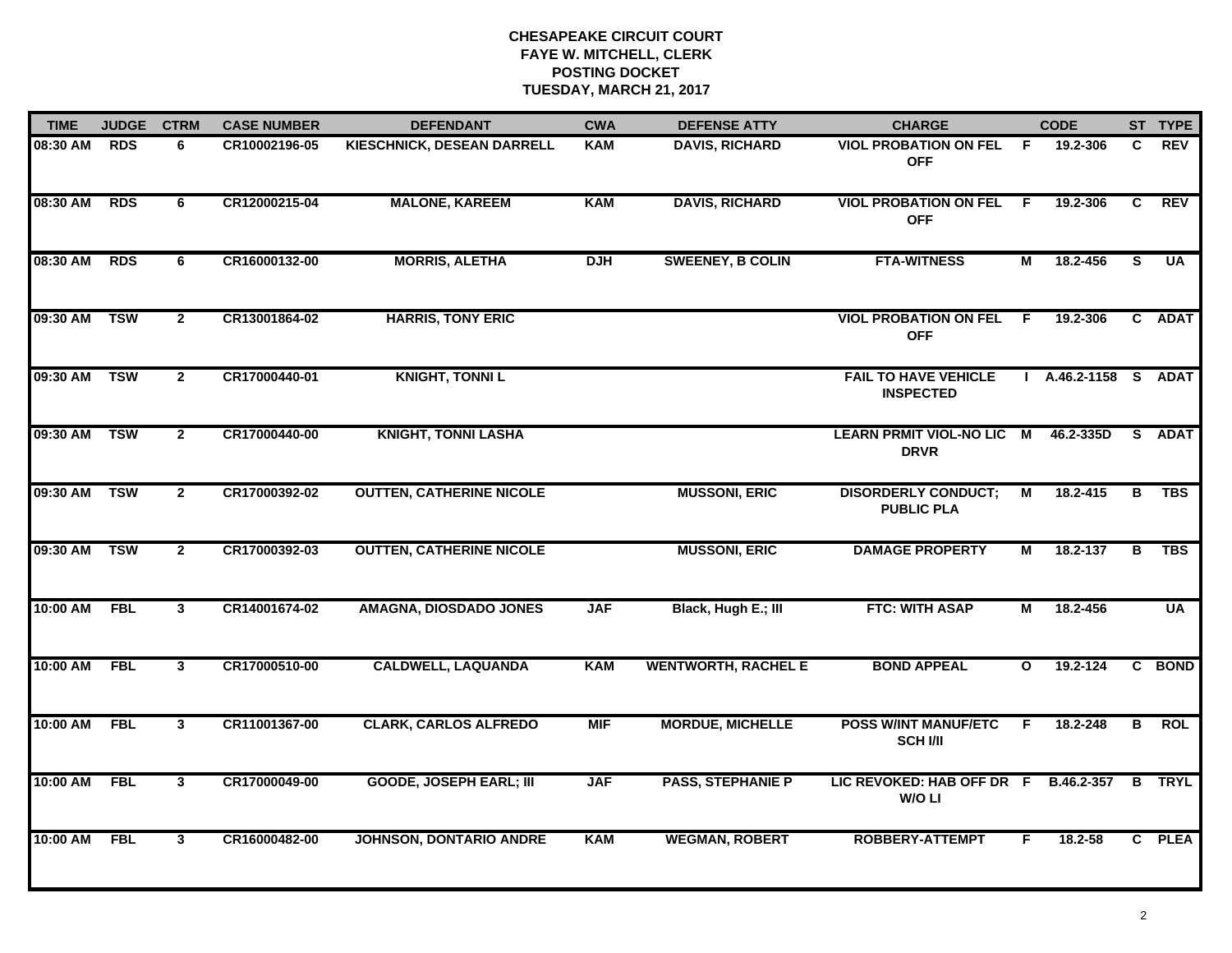# CHESAPEAKE CIRCUIT COURT
## FAYE W. MITCHELL, CLERK
## POSTING DOCKET
## TUESDAY, MARCH 21, 2017

| TIME | JUDGE | CTRM | CASE NUMBER | DEFENDANT | CWA | DEFENSE ATTY | CHARGE | | CODE | ST | TYPE |
|---|---|---|---|---|---|---|---|---|---|---|---|
| 08:30 AM | RDS | 6 | CR10002196-05 | KIESCHNICK, DESEAN DARRELL | KAM | DAVIS, RICHARD | VIOL PROBATION ON FEL OFF | F | 19.2-306 | C | REV |
| 08:30 AM | RDS | 6 | CR12000215-04 | MALONE, KAREEM | KAM | DAVIS, RICHARD | VIOL PROBATION ON FEL OFF | F | 19.2-306 | C | REV |
| 08:30 AM | RDS | 6 | CR16000132-00 | MORRIS, ALETHA | DJH | SWEENEY, B COLIN | FTA-WITNESS | M | 18.2-456 | S | UA |
| 09:30 AM | TSW | 2 | CR13001864-02 | HARRIS, TONY ERIC | | | VIOL PROBATION ON FEL OFF | F | 19.2-306 | C | ADAT |
| 09:30 AM | TSW | 2 | CR17000440-01 | KNIGHT, TONNI L | | | FAIL TO HAVE VEHICLE INSPECTED | I | A.46.2-1158 | S | ADAT |
| 09:30 AM | TSW | 2 | CR17000440-00 | KNIGHT, TONNI LASHA | | | LEARN PRMIT VIOL-NO LIC DRVR | M | 46.2-335D | S | ADAT |
| 09:30 AM | TSW | 2 | CR17000392-02 | OUTTEN, CATHERINE NICOLE | | MUSSONI, ERIC | DISORDERLY CONDUCT; PUBLIC PLA | M | 18.2-415 | B | TBS |
| 09:30 AM | TSW | 2 | CR17000392-03 | OUTTEN, CATHERINE NICOLE | | MUSSONI, ERIC | DAMAGE PROPERTY | M | 18.2-137 | B | TBS |
| 10:00 AM | FBL | 3 | CR14001674-02 | AMAGNA, DIOSDADO JONES | JAF | Black, Hugh E.; III | FTC: WITH ASAP | M | 18.2-456 | | UA |
| 10:00 AM | FBL | 3 | CR17000510-00 | CALDWELL, LAQUANDA | KAM | WENTWORTH, RACHEL E | BOND APPEAL | O | 19.2-124 | C | BOND |
| 10:00 AM | FBL | 3 | CR11001367-00 | CLARK, CARLOS ALFREDO | MIF | MORDUE, MICHELLE | POSS W/INT MANUF/ETC SCH I/II | F | 18.2-248 | B | ROL |
| 10:00 AM | FBL | 3 | CR17000049-00 | GOODE, JOSEPH EARL; III | JAF | PASS, STEPHANIE P | LIC REVOKED: HAB OFF DR W/O LI | F | B.46.2-357 | B | TRYL |
| 10:00 AM | FBL | 3 | CR16000482-00 | JOHNSON, DONTARIO ANDRE | KAM | WEGMAN, ROBERT | ROBBERY-ATTEMPT | F | 18.2-58 | C | PLEA |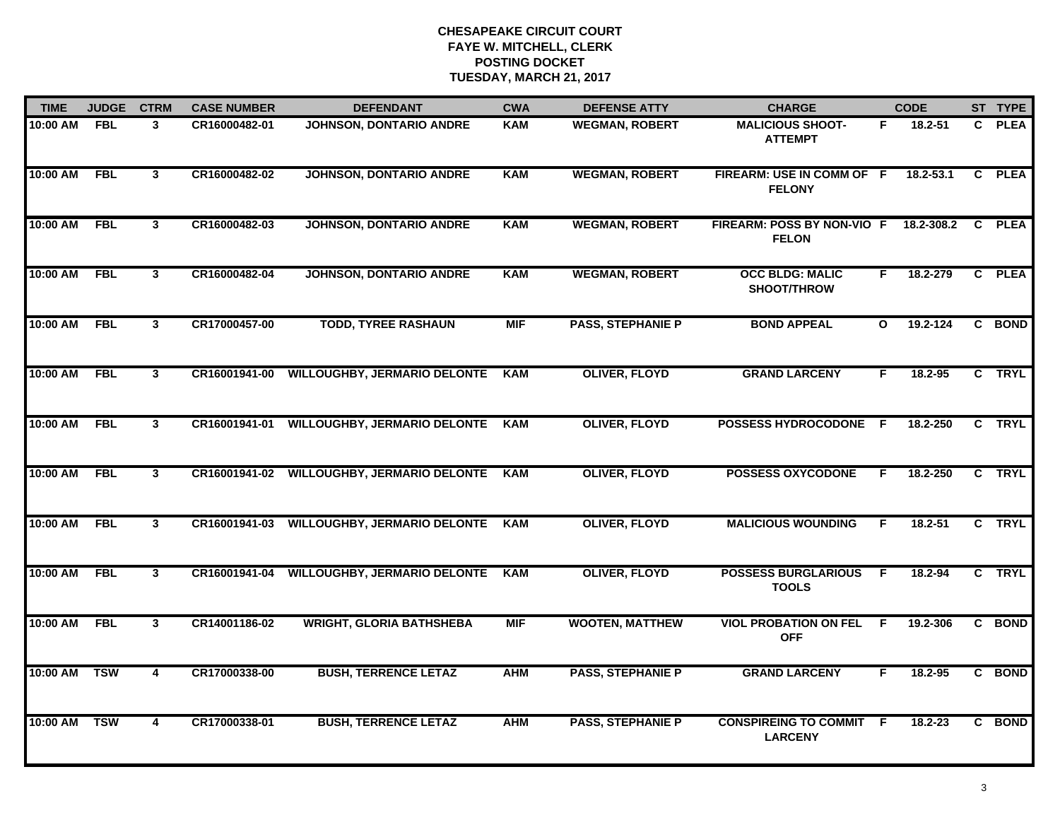# CHESAPEAKE CIRCUIT COURT
## FAYE W. MITCHELL, CLERK
## POSTING DOCKET
## TUESDAY, MARCH 21, 2017

| TIME | JUDGE | CTRM | CASE NUMBER | DEFENDANT | CWA | DEFENSE ATTY | CHARGE | | CODE | ST | TYPE |
|---|---|---|---|---|---|---|---|---|---|---|---|
| 10:00 AM | FBL | 3 | CR16000482-01 | JOHNSON, DONTARIO ANDRE | KAM | WEGMAN, ROBERT | MALICIOUS SHOOT-ATTEMPT | F | 18.2-51 | C | PLEA |
| 10:00 AM | FBL | 3 | CR16000482-02 | JOHNSON, DONTARIO ANDRE | KAM | WEGMAN, ROBERT | FIREARM: USE IN COMM OF FELONY | F | 18.2-53.1 | C | PLEA |
| 10:00 AM | FBL | 3 | CR16000482-03 | JOHNSON, DONTARIO ANDRE | KAM | WEGMAN, ROBERT | FIREARM: POSS BY NON-VIO FELON | F | 18.2-308.2 | C | PLEA |
| 10:00 AM | FBL | 3 | CR16000482-04 | JOHNSON, DONTARIO ANDRE | KAM | WEGMAN, ROBERT | OCC BLDG: MALIC SHOOT/THROW | F | 18.2-279 | C | PLEA |
| 10:00 AM | FBL | 3 | CR17000457-00 | TODD, TYREE RASHAUN | MIF | PASS, STEPHANIE P | BOND APPEAL | O | 19.2-124 | C | BOND |
| 10:00 AM | FBL | 3 | CR16001941-00 | WILLOUGHBY, JERMARIO DELONTE | KAM | OLIVER, FLOYD | GRAND LARCENY | F | 18.2-95 | C | TRYL |
| 10:00 AM | FBL | 3 | CR16001941-01 | WILLOUGHBY, JERMARIO DELONTE | KAM | OLIVER, FLOYD | POSSESS HYDROCODONE | F | 18.2-250 | C | TRYL |
| 10:00 AM | FBL | 3 | CR16001941-02 | WILLOUGHBY, JERMARIO DELONTE | KAM | OLIVER, FLOYD | POSSESS OXYCODONE | F | 18.2-250 | C | TRYL |
| 10:00 AM | FBL | 3 | CR16001941-03 | WILLOUGHBY, JERMARIO DELONTE | KAM | OLIVER, FLOYD | MALICIOUS WOUNDING | F | 18.2-51 | C | TRYL |
| 10:00 AM | FBL | 3 | CR16001941-04 | WILLOUGHBY, JERMARIO DELONTE | KAM | OLIVER, FLOYD | POSSESS BURGLARIOUS TOOLS | F | 18.2-94 | C | TRYL |
| 10:00 AM | FBL | 3 | CR14001186-02 | WRIGHT, GLORIA BATHSHEBA | MIF | WOOTEN, MATTHEW | VIOL PROBATION ON FEL OFF | F | 19.2-306 | C | BOND |
| 10:00 AM | TSW | 4 | CR17000338-00 | BUSH, TERRENCE LETAZ | AHM | PASS, STEPHANIE P | GRAND LARCENY | F | 18.2-95 | C | BOND |
| 10:00 AM | TSW | 4 | CR17000338-01 | BUSH, TERRENCE LETAZ | AHM | PASS, STEPHANIE P | CONSPIREING TO COMMIT LARCENY | F | 18.2-23 | C | BOND |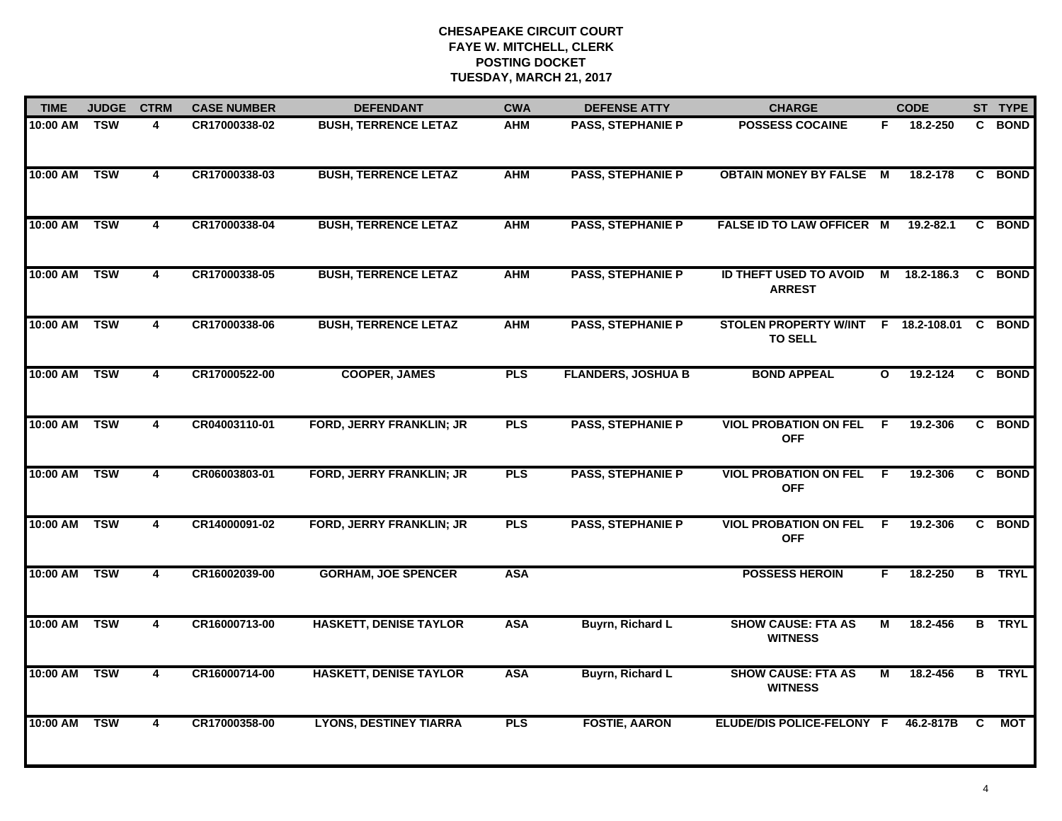# CHESAPEAKE CIRCUIT COURT
## FAYE W. MITCHELL, CLERK
## POSTING DOCKET
## TUESDAY, MARCH 21, 2017

| TIME | JUDGE | CTRM | CASE NUMBER | DEFENDANT | CWA | DEFENSE ATTY | CHARGE | | CODE | ST | TYPE |
|---|---|---|---|---|---|---|---|---|---|---|---|
| 10:00 AM | TSW | 4 | CR17000338-02 | BUSH, TERRENCE LETAZ | AHM | PASS, STEPHANIE P | POSSESS COCAINE | F | 18.2-250 | C | BOND |
| 10:00 AM | TSW | 4 | CR17000338-03 | BUSH, TERRENCE LETAZ | AHM | PASS, STEPHANIE P | OBTAIN MONEY BY FALSE | M | 18.2-178 | C | BOND |
| 10:00 AM | TSW | 4 | CR17000338-04 | BUSH, TERRENCE LETAZ | AHM | PASS, STEPHANIE P | FALSE ID TO LAW OFFICER | M | 19.2-82.1 | C | BOND |
| 10:00 AM | TSW | 4 | CR17000338-05 | BUSH, TERRENCE LETAZ | AHM | PASS, STEPHANIE P | ID THEFT USED TO AVOID ARREST | M | 18.2-186.3 | C | BOND |
| 10:00 AM | TSW | 4 | CR17000338-06 | BUSH, TERRENCE LETAZ | AHM | PASS, STEPHANIE P | STOLEN PROPERTY W/INT TO SELL | F | 18.2-108.01 | C | BOND |
| 10:00 AM | TSW | 4 | CR17000522-00 | COOPER, JAMES | PLS | FLANDERS, JOSHUA B | BOND APPEAL | O | 19.2-124 | C | BOND |
| 10:00 AM | TSW | 4 | CR04003110-01 | FORD, JERRY FRANKLIN; JR | PLS | PASS, STEPHANIE P | VIOL PROBATION ON FEL OFF | F | 19.2-306 | C | BOND |
| 10:00 AM | TSW | 4 | CR06003803-01 | FORD, JERRY FRANKLIN; JR | PLS | PASS, STEPHANIE P | VIOL PROBATION ON FEL OFF | F | 19.2-306 | C | BOND |
| 10:00 AM | TSW | 4 | CR14000091-02 | FORD, JERRY FRANKLIN; JR | PLS | PASS, STEPHANIE P | VIOL PROBATION ON FEL OFF | F | 19.2-306 | C | BOND |
| 10:00 AM | TSW | 4 | CR16002039-00 | GORHAM, JOE SPENCER | ASA | | POSSESS HEROIN | F | 18.2-250 | B | TRYL |
| 10:00 AM | TSW | 4 | CR16000713-00 | HASKETT, DENISE TAYLOR | ASA | Buyrn, Richard L | SHOW CAUSE: FTA AS WITNESS | M | 18.2-456 | B | TRYL |
| 10:00 AM | TSW | 4 | CR16000714-00 | HASKETT, DENISE TAYLOR | ASA | Buyrn, Richard L | SHOW CAUSE: FTA AS WITNESS | M | 18.2-456 | B | TRYL |
| 10:00 AM | TSW | 4 | CR17000358-00 | LYONS, DESTINEY TIARRA | PLS | FOSTIE, AARON | ELUDE/DIS POLICE-FELONY | F | 46.2-817B | C | MOT |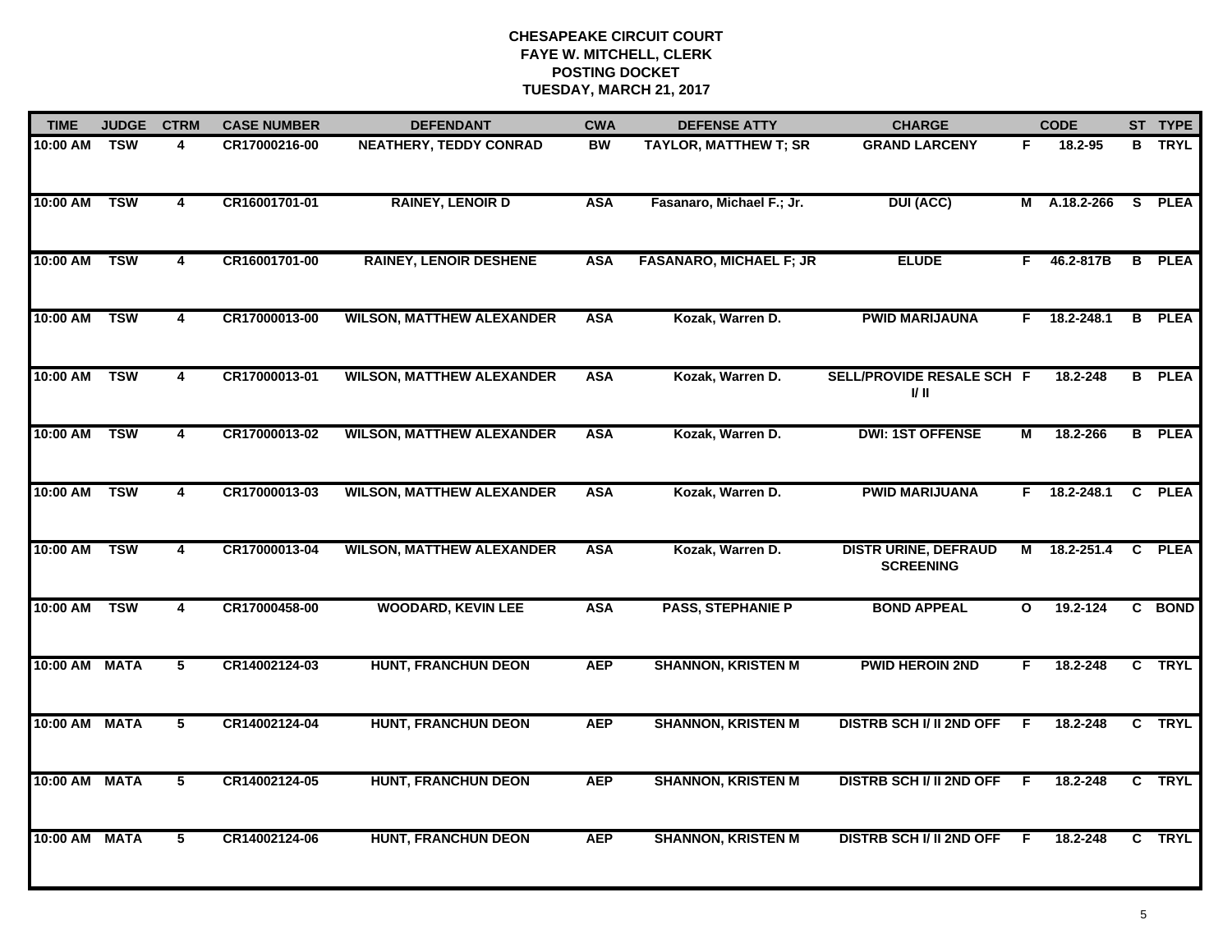# CHESAPEAKE CIRCUIT COURT
## FAYE W. MITCHELL, CLERK
## POSTING DOCKET
## TUESDAY, MARCH 21, 2017

| TIME | JUDGE | CTRM | CASE NUMBER | DEFENDANT | CWA | DEFENSE ATTY | CHARGE | | CODE | ST | TYPE |
|---|---|---|---|---|---|---|---|---|---|---|---|
| 10:00 AM | TSW | 4 | CR17000216-00 | NEATHERY, TEDDY CONRAD | BW | TAYLOR, MATTHEW T; SR | GRAND LARCENY | F | 18.2-95 | B | TRYL |
| 10:00 AM | TSW | 4 | CR16001701-01 | RAINEY, LENOIR D | ASA | Fasanaro, Michael F.; Jr. | DUI (ACC) | M | A.18.2-266 | S | PLEA |
| 10:00 AM | TSW | 4 | CR16001701-00 | RAINEY, LENOIR DESHENE | ASA | FASANARO, MICHAEL F; JR | ELUDE | F | 46.2-817B | B | PLEA |
| 10:00 AM | TSW | 4 | CR17000013-00 | WILSON, MATTHEW ALEXANDER | ASA | Kozak, Warren D. | PWID MARIJAUNA | F | 18.2-248.1 | B | PLEA |
| 10:00 AM | TSW | 4 | CR17000013-01 | WILSON, MATTHEW ALEXANDER | ASA | Kozak, Warren D. | SELL/PROVIDE RESALE SCH I/ II | F | 18.2-248 | B | PLEA |
| 10:00 AM | TSW | 4 | CR17000013-02 | WILSON, MATTHEW ALEXANDER | ASA | Kozak, Warren D. | DWI: 1ST OFFENSE | M | 18.2-266 | B | PLEA |
| 10:00 AM | TSW | 4 | CR17000013-03 | WILSON, MATTHEW ALEXANDER | ASA | Kozak, Warren D. | PWID MARIJUANA | F | 18.2-248.1 | C | PLEA |
| 10:00 AM | TSW | 4 | CR17000013-04 | WILSON, MATTHEW ALEXANDER | ASA | Kozak, Warren D. | DISTR URINE, DEFRAUD SCREENING | M | 18.2-251.4 | C | PLEA |
| 10:00 AM | TSW | 4 | CR17000458-00 | WOODARD, KEVIN LEE | ASA | PASS, STEPHANIE P | BOND APPEAL | O | 19.2-124 | C | BOND |
| 10:00 AM | MATA | 5 | CR14002124-03 | HUNT, FRANCHUN DEON | AEP | SHANNON, KRISTEN M | PWID HEROIN 2ND | F | 18.2-248 | C | TRYL |
| 10:00 AM | MATA | 5 | CR14002124-04 | HUNT, FRANCHUN DEON | AEP | SHANNON, KRISTEN M | DISTRB SCH I/ II 2ND OFF | F | 18.2-248 | C | TRYL |
| 10:00 AM | MATA | 5 | CR14002124-05 | HUNT, FRANCHUN DEON | AEP | SHANNON, KRISTEN M | DISTRB SCH I/ II 2ND OFF | F | 18.2-248 | C | TRYL |
| 10:00 AM | MATA | 5 | CR14002124-06 | HUNT, FRANCHUN DEON | AEP | SHANNON, KRISTEN M | DISTRB SCH I/ II 2ND OFF | F | 18.2-248 | C | TRYL |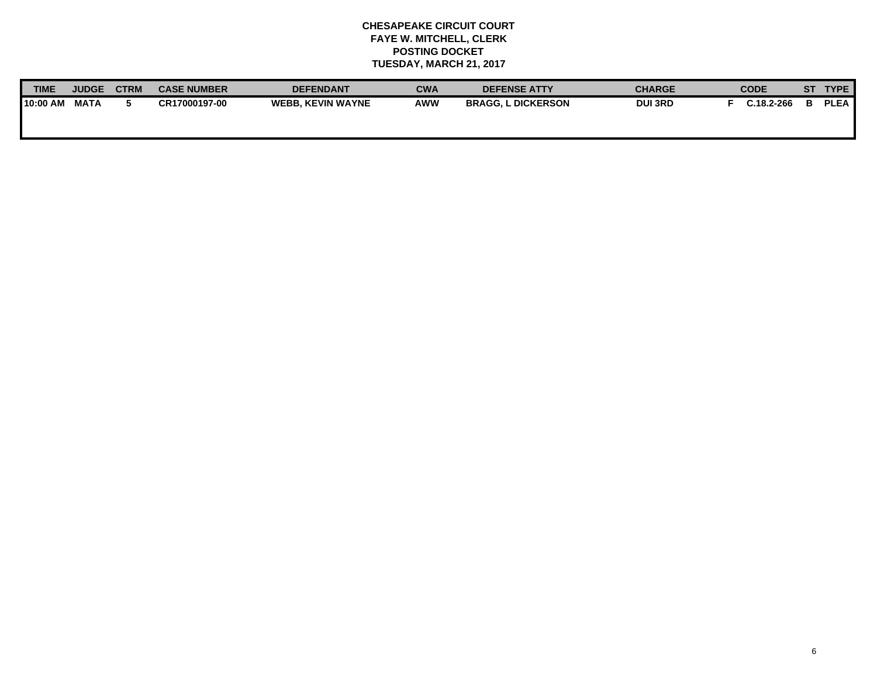**CHESAPEAKE CIRCUIT COURT**
**FAYE W. MITCHELL, CLERK**
**POSTING DOCKET**
**TUESDAY, MARCH 21, 2017**

| TIME | JUDGE | CTRM | CASE NUMBER | DEFENDANT | CWA | DEFENSE ATTY | CHARGE | | CODE | ST | TYPE |
|---|---|---|---|---|---|---|---|---|---|---|---|
| 10:00 AM | MATA | 5 | CR17000197-00 | WEBB, KEVIN WAYNE | AWW | BRAGG, L DICKERSON | DUI 3RD | F | C.18.2-266 | B | PLEA |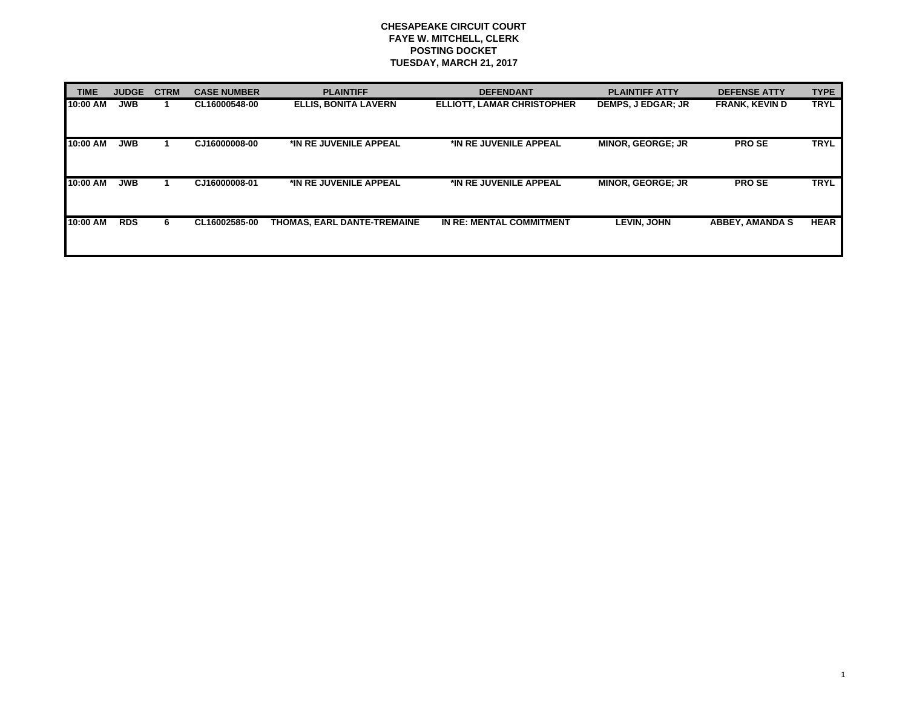**CHESAPEAKE CIRCUIT COURT**
**FAYE W. MITCHELL, CLERK**
**POSTING DOCKET**
**TUESDAY, MARCH 21, 2017**

| TIME | JUDGE | CTRM | CASE NUMBER | PLAINTIFF | DEFENDANT | PLAINTIFF ATTY | DEFENSE ATTY | TYPE |
| --- | --- | --- | --- | --- | --- | --- | --- | --- |
| 10:00 AM | JWB | 1 | CL16000548-00 | ELLIS, BONITA LAVERN | ELLIOTT, LAMAR CHRISTOPHER | DEMPS, J EDGAR; JR | FRANK, KEVIN D | TRYL |
| 10:00 AM | JWB | 1 | CJ16000008-00 | *IN RE JUVENILE APPEAL | *IN RE JUVENILE APPEAL | MINOR, GEORGE; JR | PRO SE | TRYL |
| 10:00 AM | JWB | 1 | CJ16000008-01 | *IN RE JUVENILE APPEAL | *IN RE JUVENILE APPEAL | MINOR, GEORGE; JR | PRO SE | TRYL |
| 10:00 AM | RDS | 6 | CL16002585-00 | THOMAS, EARL DANTE-TREMAINE | IN RE: MENTAL COMMITMENT | LEVIN, JOHN | ABBEY, AMANDA S | HEAR |